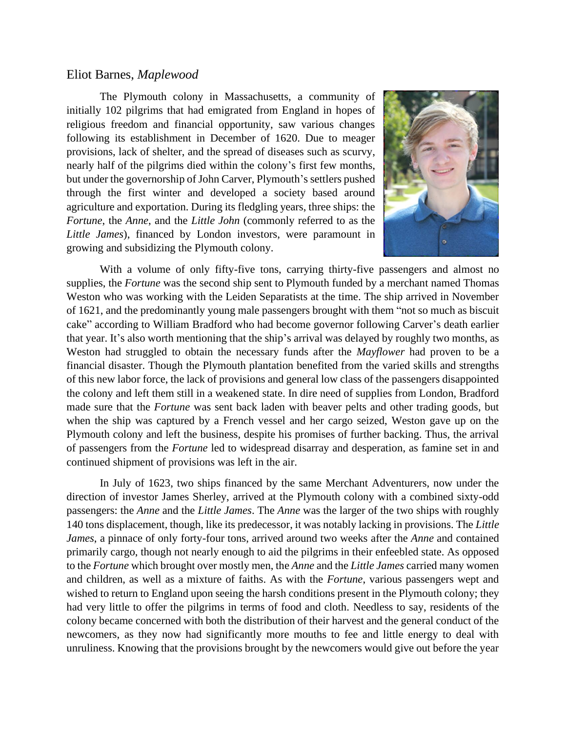Eliot Barnes, *Maplewood*

The Plymouth colony in Massachusetts, a community of initially 102 pilgrims that had emigrated from England in hopes of religious freedom and financial opportunity, saw various changes following its establishment in December of 1620. Due to meager provisions, lack of shelter, and the spread of diseases such as scurvy, nearly half of the pilgrims died within the colony's first few months, but under the governorship of John Carver, Plymouth's settlers pushed through the first winter and developed a society based around agriculture and exportation. During its fledgling years, three ships: the *Fortune*, the *Anne*, and the *Little John* (commonly referred to as the *Little James*), financed by London investors, were paramount in growing and subsidizing the Plymouth colony.

With a volume of only fifty-five tons, carrying thirty-five passengers and almost no supplies, the *Fortune* was the second ship sent to Plymouth funded by a merchant named Thomas Weston who was working with the Leiden Separatists at the time. The ship arrived in November of 1621, and the predominantly young male passengers brought with them "not so much as biscuit cake" according to William Bradford who had become governor following Carver's death earlier that year. It's also worth mentioning that the ship's arrival was delayed by roughly two months, as Weston had struggled to obtain the necessary funds after the *Mayflower* had proven to be a financial disaster. Though the Plymouth plantation benefited from the varied skills and strengths of this new labor force, the lack of provisions and general low class of the passengers disappointed the colony and left them still in a weakened state. In dire need of supplies from London, Bradford made sure that the *Fortune* was sent back laden with beaver pelts and other trading goods, but when the ship was captured by a French vessel and her cargo seized, Weston gave up on the Plymouth colony and left the business, despite his promises of further backing. Thus, the arrival of passengers from the *Fortune* led to widespread disarray and desperation, as famine set in and continued shipment of provisions was left in the air.

In July of 1623, two ships financed by the same Merchant Adventurers, now under the direction of investor James Sherley, arrived at the Plymouth colony with a combined sixty-odd passengers: the *Anne* and the *Little James*. The *Anne* was the larger of the two ships with roughly 140 tons displacement, though, like its predecessor, it was notably lacking in provisions. The *Little James*, a pinnace of only forty-four tons, arrived around two weeks after the *Anne* and contained primarily cargo, though not nearly enough to aid the pilgrims in their enfeebled state. As opposed to the *Fortune* which brought over mostly men, the *Anne* and the *Little James* carried many women and children, as well as a mixture of faiths. As with the *Fortune*, various passengers wept and wished to return to England upon seeing the harsh conditions present in the Plymouth colony; they had very little to offer the pilgrims in terms of food and cloth. Needless to say, residents of the colony became concerned with both the distribution of their harvest and the general conduct of the newcomers, as they now had significantly more mouths to fee and little energy to deal with unruliness. Knowing that the provisions brought by the newcomers would give out before the year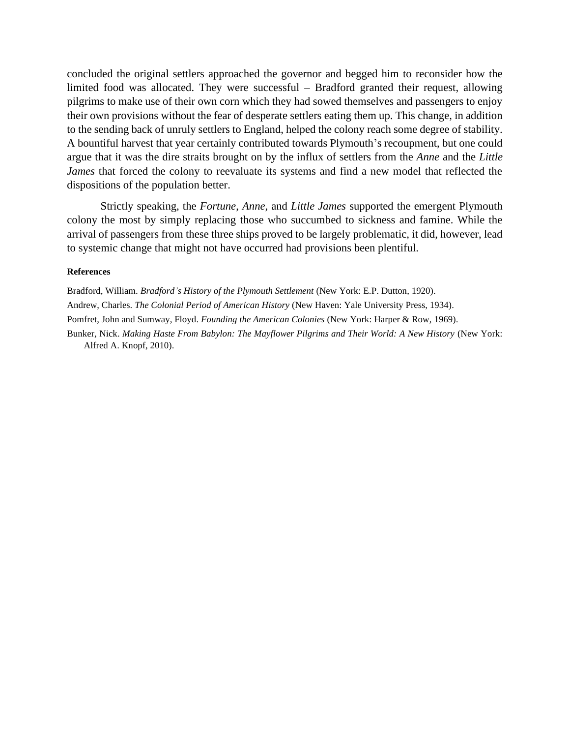concluded the original settlers approached the governor and begged him to reconsider how the limited food was allocated. They were successful – Bradford granted their request, allowing pilgrims to make use of their own corn which they had sowed themselves and passengers to enjoy their own provisions without the fear of desperate settlers eating them up. This change, in addition to the sending back of unruly settlers to England, helped the colony reach some degree of stability. A bountiful harvest that year certainly contributed towards Plymouth's recoupment, but one could argue that it was the dire straits brought on by the influx of settlers from the *Anne* and the *Little James* that forced the colony to reevaluate its systems and find a new model that reflected the dispositions of the population better.

Strictly speaking, the *Fortune*, *Anne*, and *Little James* supported the emergent Plymouth colony the most by simply replacing those who succumbed to sickness and famine. While the arrival of passengers from these three ships proved to be largely problematic, it did, however, lead to systemic change that might not have occurred had provisions been plentiful.

**References**

Bradford, William. *Bradford's History of the Plymouth Settlement* (New York: E.P. Dutton, 1920).

Andrew, Charles. *The Colonial Period of American History* (New Haven: Yale University Press, 1934).

Pomfret, John and Sumway, Floyd. *Founding the American Colonies* (New York: Harper & Row, 1969).

Bunker, Nick. *Making Haste From Babylon: The Mayflower Pilgrims and Their World: A New History* (New York: Alfred A. Knopf, 2010).